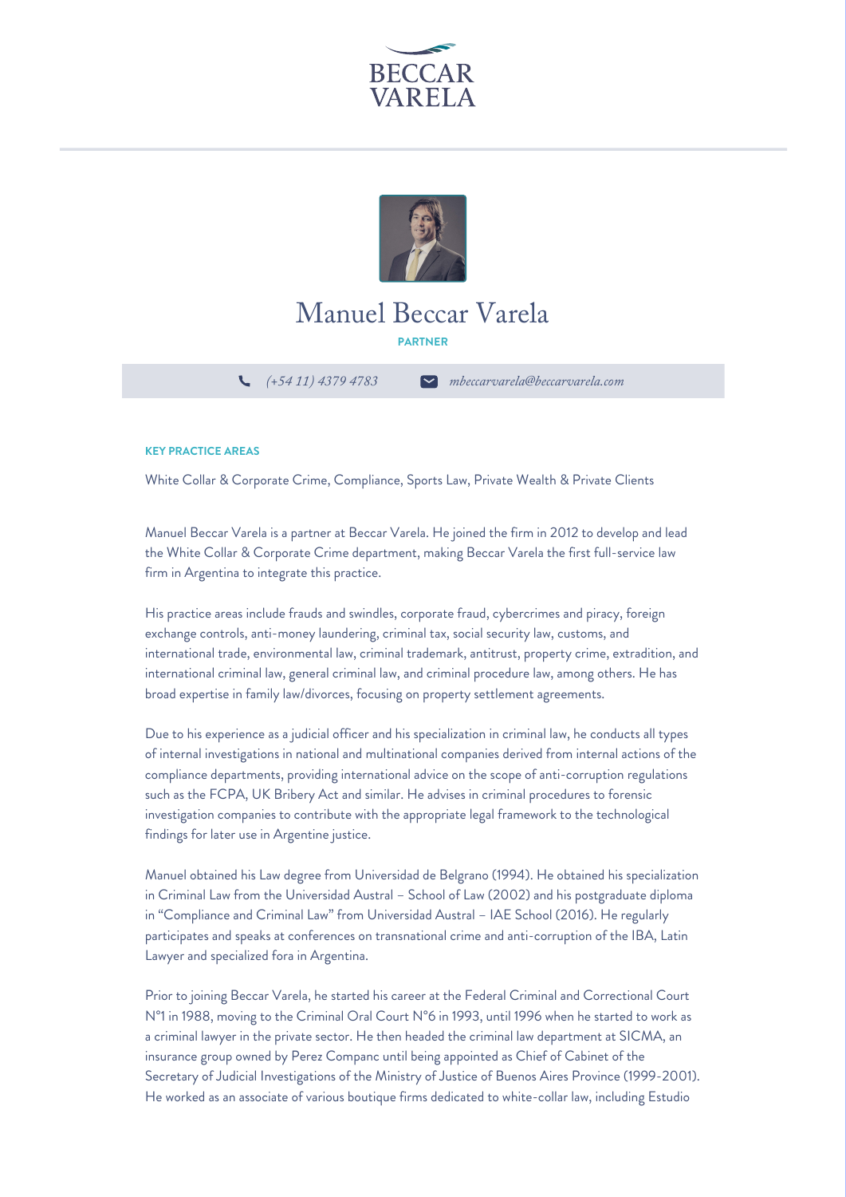BECCAR VARELA

# Manuel Beccar Varela

**PARTNER**

*(+54 11) 4379 4783* *mbeccarvarela@beccarvarela.com*

### KEY PRACTICE AREAS

White Collar & Corporate Crime, Compliance, Sports Law, Private Wealth & Private Clients

Manuel Beccar Varela is a partner at Beccar Varela. He joined the firm in 2012 to develop and lead the White Collar & Corporate Crime department, making Beccar Varela the first full-service law firm in Argentina to integrate this practice.

His practice areas include frauds and swindles, corporate fraud, cybercrimes and piracy, foreign exchange controls, anti-money laundering, criminal tax, social security law, customs, and international trade, environmental law, criminal trademark, antitrust, property crime, extradition, and international criminal law, general criminal law, and criminal procedure law, among others. He has broad expertise in family law/divorces, focusing on property settlement agreements.

Due to his experience as a judicial officer and his specialization in criminal law, he conducts all types of internal investigations in national and multinational companies derived from internal actions of the compliance departments, providing international advice on the scope of anti-corruption regulations such as the FCPA, UK Bribery Act and similar. He advises in criminal procedures to forensic investigation companies to contribute with the appropriate legal framework to the technological findings for later use in Argentine justice.

Manuel obtained his Law degree from Universidad de Belgrano (1994). He obtained his specialization in Criminal Law from the Universidad Austral – School of Law (2002) and his postgraduate diploma in "Compliance and Criminal Law" from Universidad Austral – IAE School (2016). He regularly participates and speaks at conferences on transnational crime and anti-corruption of the IBA, Latin Lawyer and specialized fora in Argentina.

Prior to joining Beccar Varela, he started his career at the Federal Criminal and Correctional Court N°1 in 1988, moving to the Criminal Oral Court N°6 in 1993, until 1996 when he started to work as a criminal lawyer in the private sector. He then headed the criminal law department at SICMA, an insurance group owned by Perez Companc until being appointed as Chief of Cabinet of the Secretary of Judicial Investigations of the Ministry of Justice of Buenos Aires Province (1999-2001). He worked as an associate of various boutique firms dedicated to white-collar law, including Estudio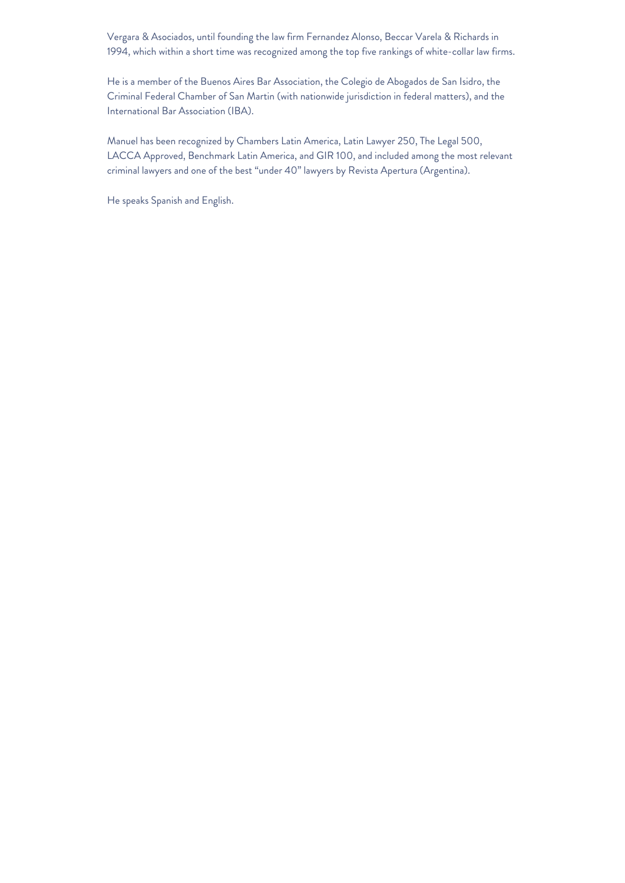Vergara & Asociados, until founding the law firm Fernandez Alonso, Beccar Varela & Richards in 1994, which within a short time was recognized among the top five rankings of white-collar law firms.

He is a member of the Buenos Aires Bar Association, the Colegio de Abogados de San Isidro, the Criminal Federal Chamber of San Martin (with nationwide jurisdiction in federal matters), and the International Bar Association (IBA).

Manuel has been recognized by Chambers Latin America, Latin Lawyer 250, The Legal 500, LACCA Approved, Benchmark Latin America, and GIR 100, and included among the most relevant criminal lawyers and one of the best "under 40" lawyers by Revista Apertura (Argentina).

He speaks Spanish and English.